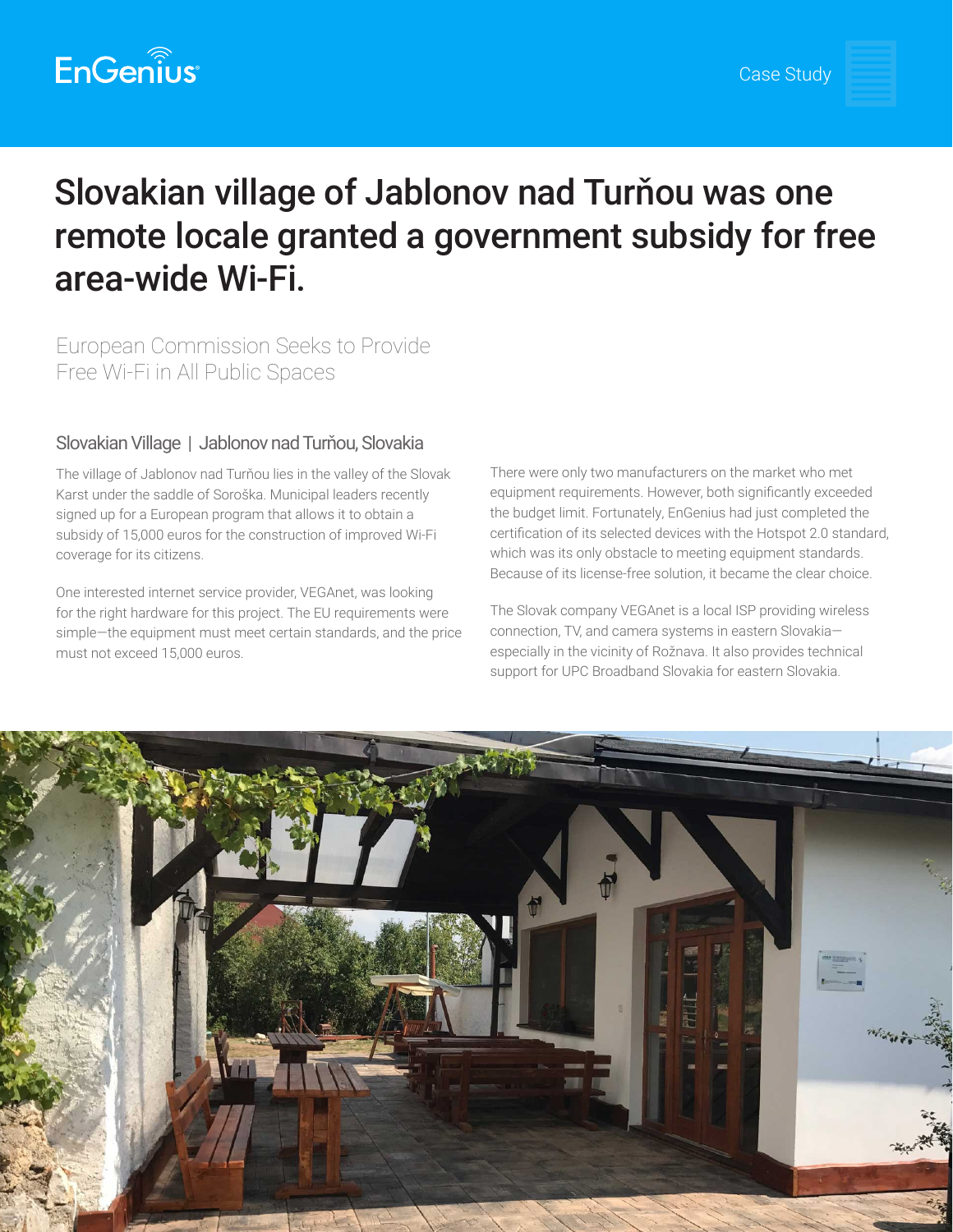EnGenius

Case Study

# Slovakian village of Jablonov nad Turňou was one remote locale granted a government subsidy for free area-wide Wi-Fi.

## European Commission Seeks to Provide Free Wi-Fi in All Public Spaces

### Slovakian Village | Jablonov nad Turňou, Slovakia

The village of Jablonov nad Turňou lies in the valley of the Slovak Karst under the saddle of Soroška. Municipal leaders recently signed up for a European program that allows it to obtain a subsidy of 15,000 euros for the construction of improved Wi-Fi coverage for its citizens.

One interested internet service provider, VEGAnet, was looking for the right hardware for this project. The EU requirements were simple—the equipment must meet certain standards, and the price must not exceed 15,000 euros.

There were only two manufacturers on the market who met equipment requirements. However, both significantly exceeded the budget limit. Fortunately, EnGenius had just completed the certification of its selected devices with the Hotspot 2.0 standard, which was its only obstacle to meeting equipment standards. Because of its license-free solution, it became the clear choice.

The Slovak company VEGAnet is a local ISP providing wireless connection, TV, and camera systems in eastern Slovakia—especially in the vicinity of Rožnava. It also provides technical support for UPC Broadband Slovakia for eastern Slovakia.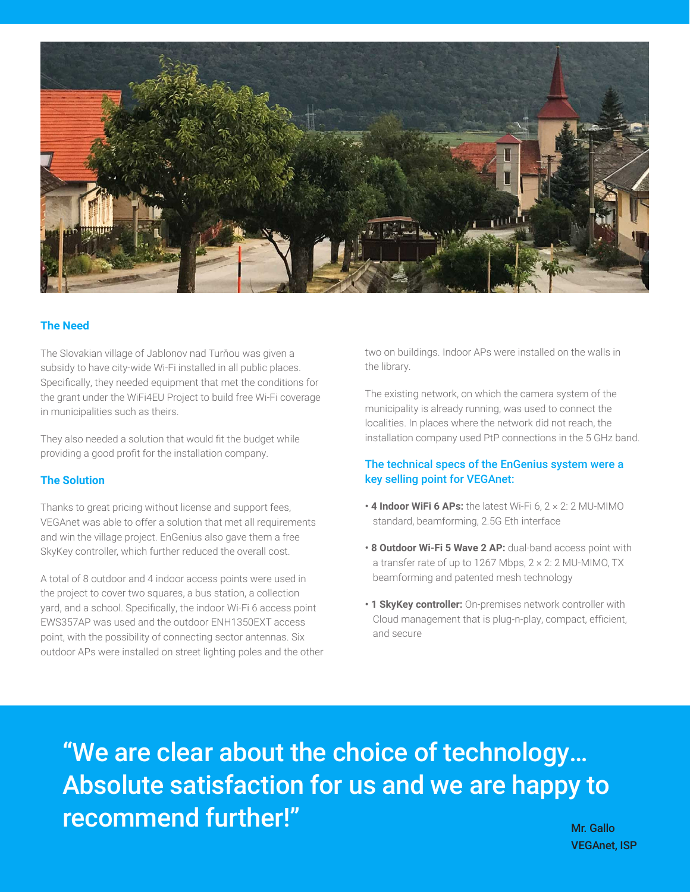## The Need

The Slovakian village of Jablonov nad Turňou was given a subsidy to have city-wide Wi-Fi installed in all public places. Specifically, they needed equipment that met the conditions for the grant under the WiFi4EU Project to build free Wi-Fi coverage in municipalities such as theirs.

They also needed a solution that would fit the budget while providing a good profit for the installation company.

## The Solution

Thanks to great pricing without license and support fees, VEGAnet was able to offer a solution that met all requirements and win the village project. EnGenius also gave them a free SkyKey controller, which further reduced the overall cost.

A total of 8 outdoor and 4 indoor access points were used in the project to cover two squares, a bus station, a collection yard, and a school. Specifically, the indoor Wi-Fi 6 access point EWS357AP was used and the outdoor ENH1350EXT access point, with the possibility of connecting sector antennas. Six outdoor APs were installed on street lighting poles and the other two on buildings. Indoor APs were installed on the walls in the library.

The existing network, on which the camera system of the municipality is already running, was used to connect the localities. In places where the network did not reach, the installation company used PtP connections in the 5 GHz band.

### The technical specs of the EnGenius system were a key selling point for VEGAnet:

- **4 Indoor WiFi 6 APs:** the latest Wi-Fi 6, 2 × 2: 2 MU-MIMO standard, beamforming, 2.5G Eth interface
- **8 Outdoor Wi-Fi 5 Wave 2 AP:** dual-band access point with a transfer rate of up to 1267 Mbps, 2 × 2: 2 MU-MIMO, TX beamforming and patented mesh technology
- **1 SkyKey controller:** On-premises network controller with Cloud management that is plug-n-play, compact, efficient, and secure

> “We are clear about the choice of technology… Absolute satisfaction for us and we are happy to recommend further!”

Mr. Gallo
VEGAnet, ISP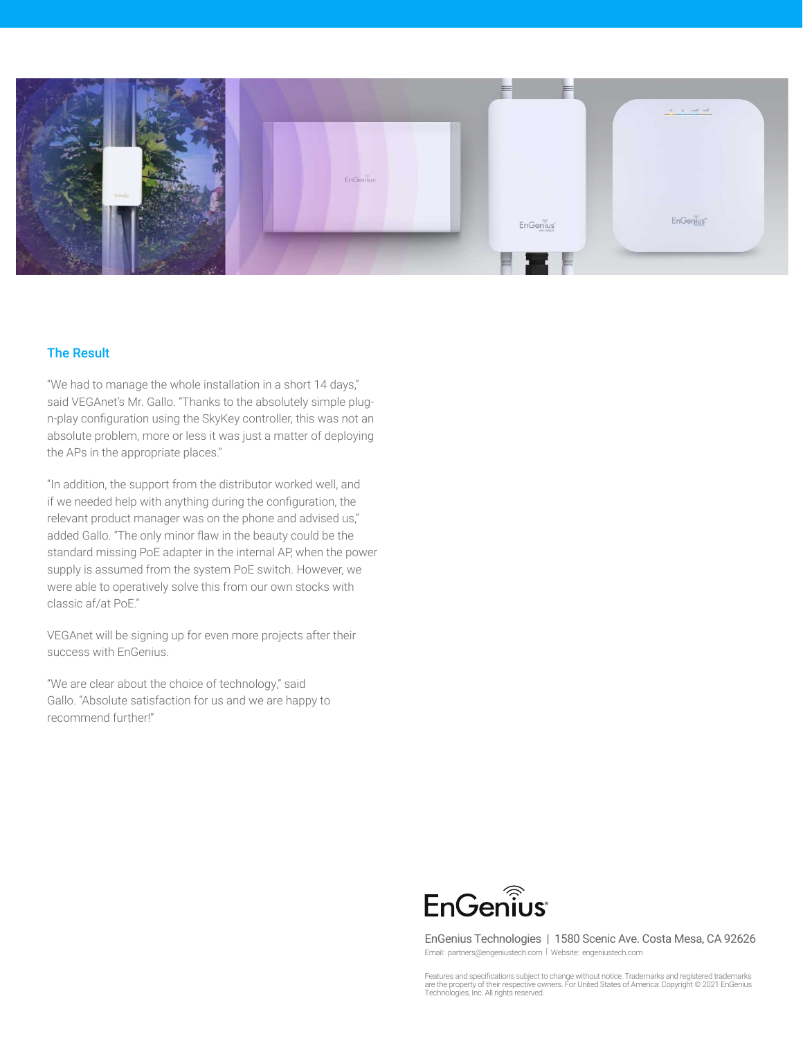## The Result

"We had to manage the whole installation in a short 14 days," said VEGAnet's Mr. Gallo. "Thanks to the absolutely simple plug-n-play configuration using the SkyKey controller, this was not an absolute problem, more or less it was just a matter of deploying the APs in the appropriate places."

"In addition, the support from the distributor worked well, and if we needed help with anything during the configuration, the relevant product manager was on the phone and advised us," added Gallo. "The only minor flaw in the beauty could be the standard missing PoE adapter in the internal AP, when the power supply is assumed from the system PoE switch. However, we were able to operatively solve this from our own stocks with classic af/at PoE."

VEGAnet will be signing up for even more projects after their success with EnGenius.

"We are clear about the choice of technology," said Gallo. "Absolute satisfaction for us and we are happy to recommend further!"

EnGenius

EnGenius Technologies | 1580 Scenic Ave. Costa Mesa, CA 92626

Email: partners@engeniustech.com | Website: engeniustech.com

Features and specifications subject to change without notice. Trademarks and registered trademarks are the property of their respective owners. For United States of America: Copyright © 2021 EnGenius Technologies, Inc. All rights reserved.